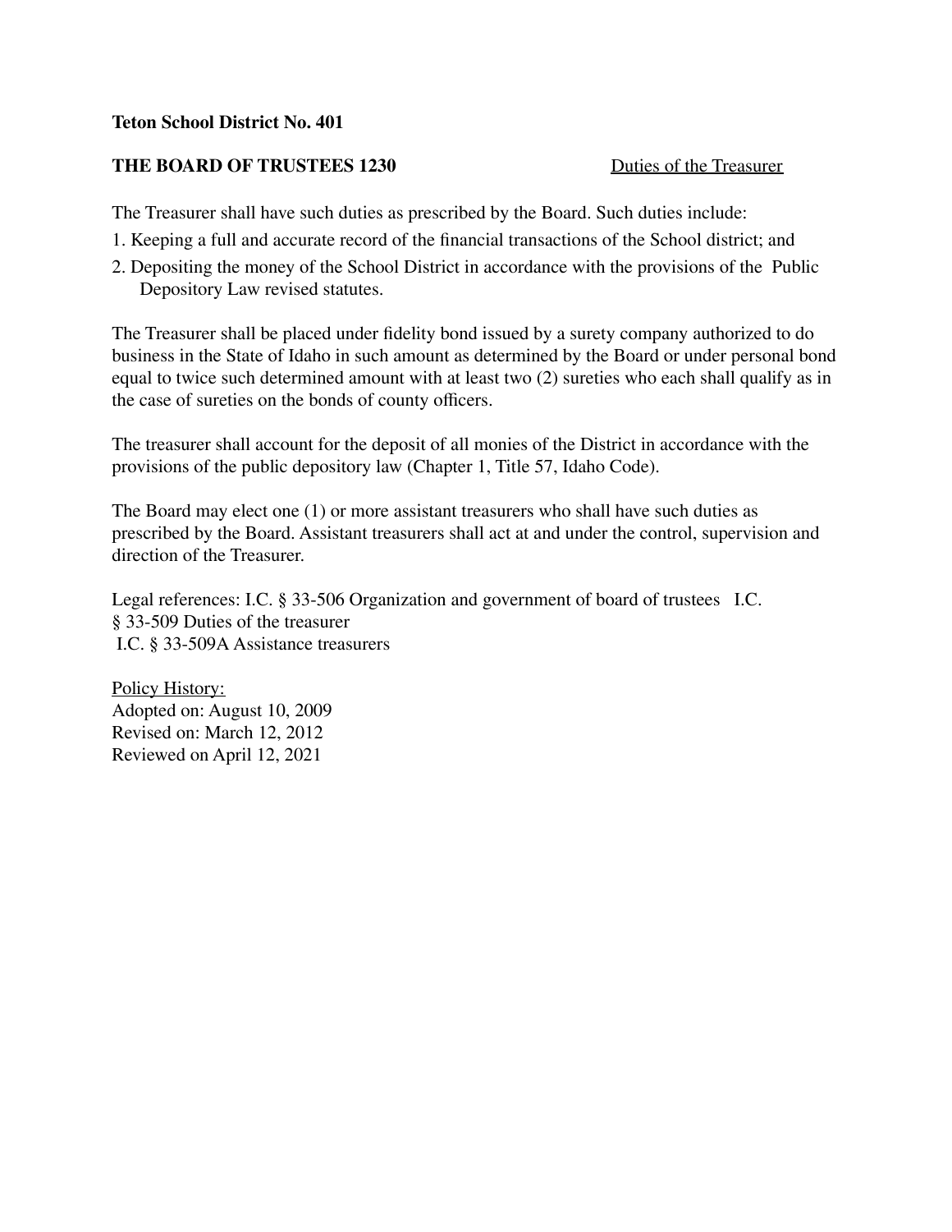**Teton School District No. 401**

**THE BOARD OF TRUSTEES 1230** Duties of the Treasurer

The Treasurer shall have such duties as prescribed by the Board. Such duties include:

1. Keeping a full and accurate record of the financial transactions of the School district; and
2. Depositing the money of the School District in accordance with the provisions of the Public Depository Law revised statutes.

The Treasurer shall be placed under fidelity bond issued by a surety company authorized to do business in the State of Idaho in such amount as determined by the Board or under personal bond equal to twice such determined amount with at least two (2) sureties who each shall qualify as in the case of sureties on the bonds of county officers.

The treasurer shall account for the deposit of all monies of the District in accordance with the provisions of the public depository law (Chapter 1, Title 57, Idaho Code).

The Board may elect one (1) or more assistant treasurers who shall have such duties as prescribed by the Board. Assistant treasurers shall act at and under the control, supervision and direction of the Treasurer.

Legal references: I.C. § 33-506 Organization and government of board of trustees I.C. § 33-509 Duties of the treasurer
I.C. § 33-509A Assistance treasurers

Policy History:
Adopted on: August 10, 2009
Revised on: March 12, 2012
Reviewed on April 12, 2021